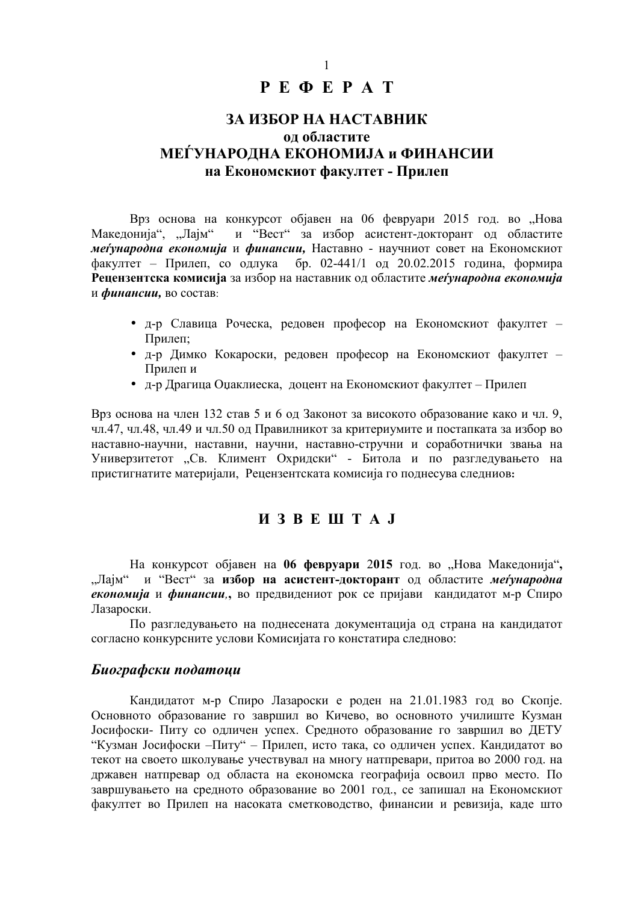# Р Е Ф Е Р А Т

## ЗА ИЗБОР НА НАСТАВНИК
## од областите
## МЕЃУНАРОДНА ЕКОНОМИЈА и ФИНАНСИИ
## на Економскиот факултет - Прилеп

Врз основа на конкурсот објавен на 06 февруари 2015 год. во „Нова Македонија", „Лајм" и "Вест" за избор асистент-докторант од областите ***меѓународна економија*** и ***финансии,*** Наставно - научниот совет на Економскиот факултет – Прилеп, со одлука бр. 02-441/1 од 20.02.2015 година, формира **Рецензентска комисија** за избор на наставник од областите ***меѓународна економија*** и ***финансии,*** во состав:

- д-р Славица Роческа, редовен професор на Економскиот факултет – Прилеп;
- д-р Димко Кокароски, редовен професор на Економскиот факултет – Прилеп и
- д-р Драгица Оџаклиеска, доцент на Економскиот факултет – Прилеп

Врз основа на член 132 став 5 и 6 од Законот за високото образование како и чл. 9, чл.47, чл.48, чл.49 и чл.50 од Правилникот за критериумите и постапката за избор во наставно-научни, наставни, научни, наставно-стручни и соработнички звања на Универзитетот „Св. Климент Охридски" - Битола и по разгледувањето на пристигнатите материјали, Рецензентската комисија го поднесува следниов**:**

## И З В Е Ш Т А Ј

На конкурсот објавен на **06 февруари 2015** год. во „Нова Македонија"**,** „Лајм" и "Вест" за **избор на асистент-докторант** од областите ***меѓународна економија*** и ***финансии,*****,** во предвидениот рок се пријави кандидатот м-р Спиро Лазароски.

По разгледувањето на поднесената документација од страна на кандидатот согласно конкурсните услови Комисијата го констатира следново:

### *Биографски податоци*

Кандидатот м-р Спиро Лазароски е роден на 21.01.1983 год во Скопје. Основното образование го завршил во Кичево, во основното училиште Кузман Јосифоски- Питу со одличен успех. Средното образование го завршил во ДЕТУ "Кузман Јосифоски –Питу" – Прилеп, исто така, со одличен успех. Кандидатот во текот на своето школување учествувал на многу натпревари, притоа во 2000 год. на државен натпревар од областа на економска географија освоил прво место. По завршувањето на средното образование во 2001 год., се запишал на Економскиот факултет во Прилеп на насоката сметководство, финансии и ревизија, каде што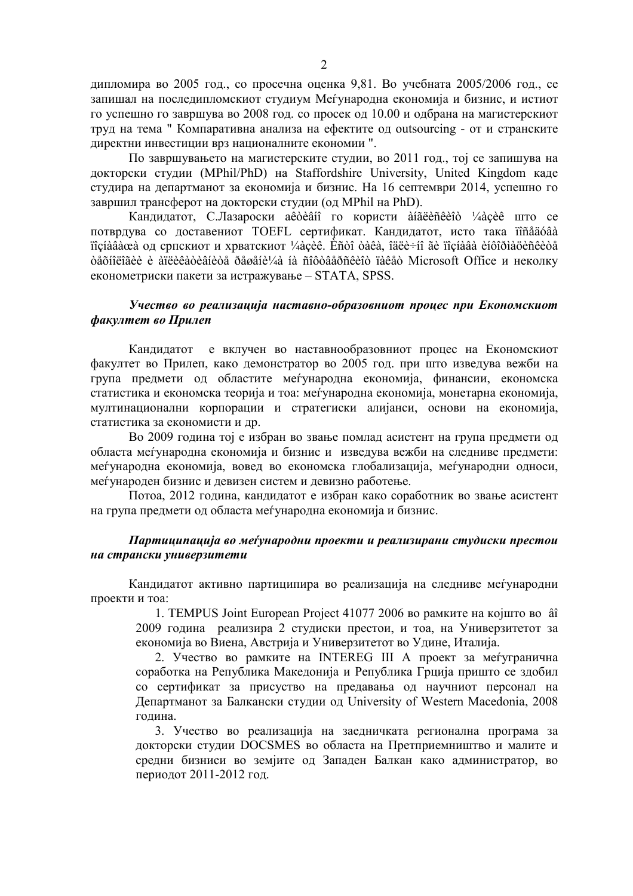дипломира во 2005 год., со просечна оценка 9,81. Во учебната 2005/2006 год., се запишал на последипломскиот студиум Меѓународна економија и бизнис, и истиот го успешно го завршува во 2008 год. со просек од 10.00 и одбрана на магистерскиот труд на тема " Компаративна анализа на ефектите од outsourcing - от и странските директни инвестиции врз националните економии ".

По завршувањето на магистерските студии, во 2011 год., тој се запишува на докторски студии (MPhil/PhD) на Staffordshire University, United Kingdom каде студира на департманот за економија и бизнис. На 16 септември 2014, успешно го завршил трансферот на докторски студии (од MPhil на PhD).

Кандидатот, С.Лазароски aêòèâíî го користи àíãëèñêèîò ¼àçèê што се потврдува со доставениот TOEFL сертификат. Кандидатот, исто така ïîñåäóâà ïîçíàâàœà од српскиот и хрватскиот ¼àçèê. Èñòî òàêà, îäëè÷íî ãè ïîçíàâà èíôîðìàöèñêèòå òåõíîëîãèè è àïëèêàòèâíèòå ðåøåíè¼à íà ñîôòâåðñêèîò ïàêåò Microsoft Office и неколку економетриски пакети за истражување – STATA, SPSS.

***Учество во реализација наставно-образовниот процес при Економскиот факултет во Прилеп***

Кандидатот е вклучен во наставнообразовниот процес на Економскиот факултет во Прилеп, како демонстратор во 2005 год. при што изведува вежби на група предмети од областите меѓународна економија, финансии, економска статистика и економска теорија и тоа: меѓународна економија, монетарна економија, мултинационални корпорации и стратегиски алијанси, основи на економија, статистика за економисти и др.

Во 2009 година тој е избран во звање помлад асистент на група предмети од областа меѓународна економија и бизнис и изведува вежби на следниве предмети: меѓународна економија, вовед во економска глобализација, меѓународни односи, меѓународен бизнис и девизен систем и девизно работење.

Потоа, 2012 година, кандидатот е избран како соработник во звање асистент на група предмети од областа меѓународна економија и бизнис.

***Партиципација во меѓународни проекти и реализирани студиски престои на странски универзитети***

Кандидатот активно партиципира во реализација на следниве меѓународни проекти и тоа:

1. TEMPUS Joint European Project 41077 2006 во рамките на којшто во âî 2009 година реализира 2 студиски престои, и тоа, на Универзитетот за економија во Виена, Австрија и Универзитетот во Удине, Италија.

2. Учество во рамките на INTEREG III A проект за меѓугранична соработка на Република Македонија и Република Грција пришто се здобил со сертификат за присуство на предавања од научниот персонал на Департманот за Балкански студии од University of Western Macedonia, 2008 година.

3. Учество во реализација на заедничката регионална програма за докторски студии DOCSMES во областа на Претприемништво и малите и средни бизниси во земјите од Западен Балкан како администратор, во периодот 2011-2012 год.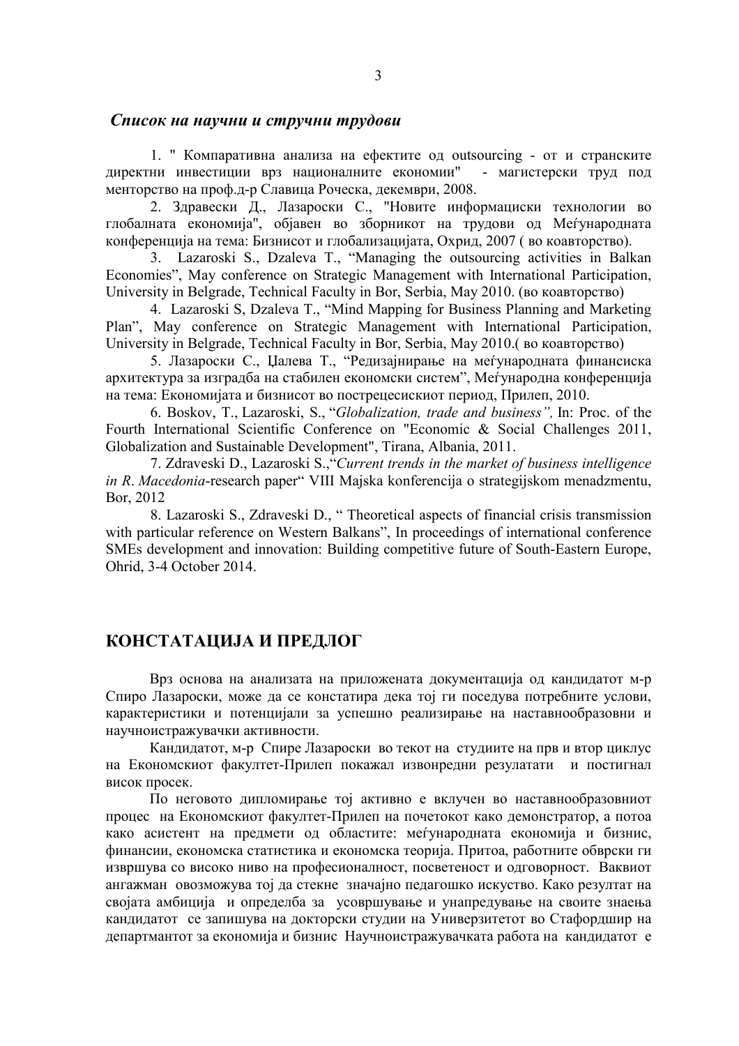### *Список на научни и стручни трудови*

1. " Компаративна анализа на ефектите од outsourcing - от и странските директни инвестиции врз националните економии" - магистерски труд под менторство на проф.д-р Славица Роческа, декември, 2008.

2. Здравески Д., Лазароски С., "Новите информациски технологии во глобалната економија", објавен во зборникот на трудови од Меѓународната конференција на тема: Бизнисот и глобализацијата, Охрид, 2007 ( во коавторство).

3. Lazaroski S., Dzaleva T., "Managing the outsourcing activities in Balkan Economies", May conference on Strategic Management with International Participation, University in Belgrade, Technical Faculty in Bor, Serbia, May 2010. (во коавторство)

4. Lazaroski S, Dzaleva T., "Mind Mapping for Business Planning and Marketing Plan", May conference on Strategic Management with International Participation, University in Belgrade, Technical Faculty in Bor, Serbia, May 2010.( во коавторство)

5. Лазароски С., Џалева Т., "Редизајнирање на меѓународната финансиска архитектура за изградба на стабилен економски систем", Меѓународна конференција на тема: Економијата и бизнисот во пострецесискиот период, Прилеп, 2010.

6. Boskov, T., Lazaroski, S., "*Globalization, trade and business",* In: Proc. of the Fourth International Scientific Conference on "Economic & Social Challenges 2011, Globalization and Sustainable Development", Tirana, Albania, 2011.

7. Zdraveski D., Lazaroski S.,"*Current trends in the market of business intelligence in R. Macedonia*-research paper" VIII Majska konferencija o strategijskom menadzmentu, Bor, 2012

8. Lazaroski S., Zdraveski D., " Theoretical aspects of financial crisis transmission with particular reference on Western Balkans", In proceedings of international conference SMEs development and innovation: Building competitive future of South-Eastern Europe, Ohrid, 3-4 October 2014.

## КОНСТАТАЦИЈА И ПРЕДЛОГ

Врз основа на анализата на приложената документација од кандидатот м-р Спиро Лазароски, може да се констатира дека тој ги поседува потребните услови, карактеристики и потенцијали за успешно реализирање на наставнообразовни и научноистражувачки активности.

Кандидатот, м-р Спире Лазароски во текот на студиите на прв и втор циклус на Економскиот факултет-Прилеп покажал извонредни резулатати и постигнал висок просек.

По неговото дипломирање тој активно е вклучен во наставнообразовниот процес на Економскиот факултет-Прилеп на почетокот како демонстратор, а потоа како асистент на предмети од областите: меѓународната економија и бизнис, финансии, економска статистика и економска теорија. Притоа, работните обврски ги извршува со високо ниво на професионалност, посветеност и одговорност. Ваквиот ангажман овозможува тој да стекне значајно педагошко искуство. Како резултат на својата амбиција и определба за усовршување и унапредување на своите знаења кандидатот се запишува на докторски студии на Универзитетот во Стафордшир на департмантот за економија и бизнис Научноистражувачката работа на кандидатот е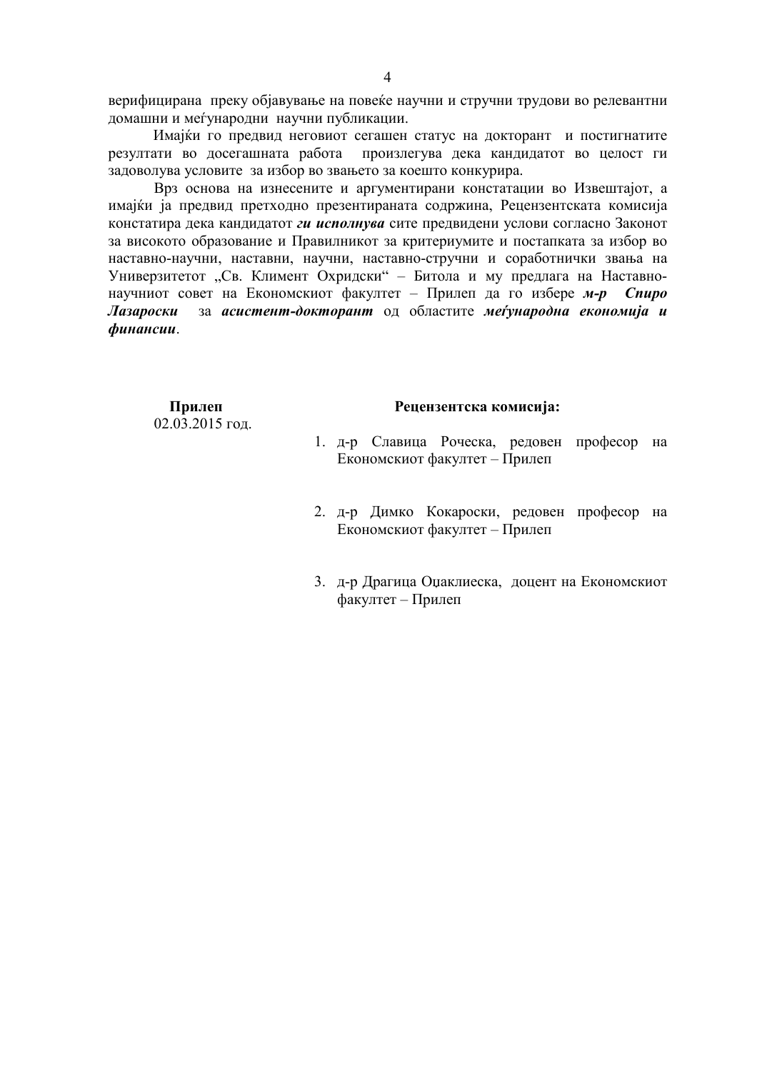верифицирана преку објавување на повеќе научни и стручни трудови во релевантни домашни и меѓународни научни публикации.

Имајќи го предвид неговиот сегашен статус на докторант и постигнатите резултати во досегашната работа произлегува дека кандидатот во целост ги задоволува условите за избор во звањето за коешто конкурира.

Врз основа на изнесените и аргументирани констатации во Извештајот, а имајќи ја предвид претходно презентираната содржина, Рецензентската комисија констатира дека кандидатот ***ги исполнува*** сите предвидени услови согласно Законот за високото образование и Правилникот за критериумите и постапката за избор во наставно-научни, наставни, научни, наставно-стручни и соработнички звања на Универзитетот „Св. Климент Охридски" – Битола и му предлага на Наставно-научниот совет на Економскиот факултет – Прилеп да го избере ***м-р Спиро Лазароски*** за ***асистент-докторант*** од областите ***меѓународна економија и финансии***.

**Прилеп**
02.03.2015 год.

**Рецензентска комисија:**

1. д-р Славица Роческа, редовен професор на Економскиот факултет – Прилеп
2. д-р Димко Кокароски, редовен професор на Економскиот факултет – Прилеп
3. д-р Драгица Оџаклиеска, доцент на Економскиот факултет – Прилеп